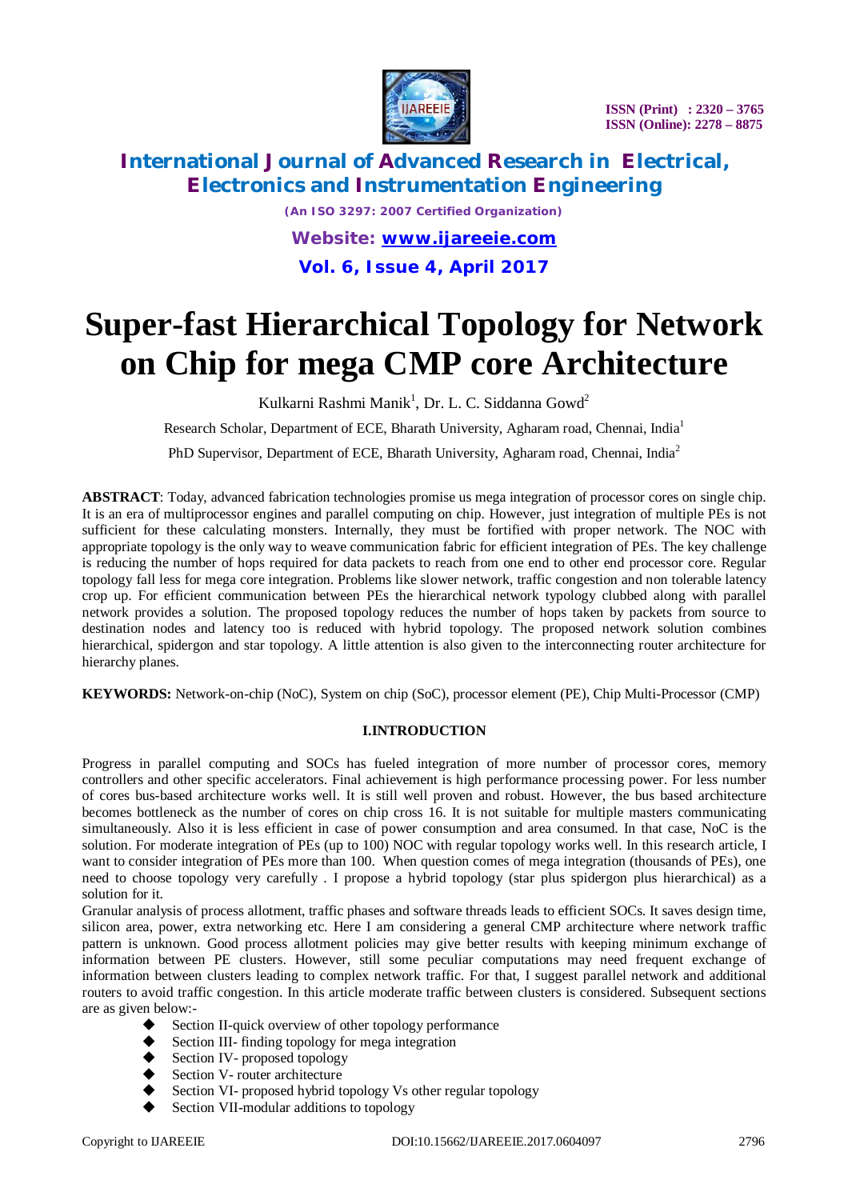# Super-fast Hierarchical Topology for Network on Chip for mega CMP core Architecture

Kulkarni Rashmi Manik[1], Dr. L. C. Siddanna Gowd[2]

Research Scholar, Department of ECE, Bharath University, Agharam road, Chennai, India[1]

PhD Supervisor, Department of ECE, Bharath University, Agharam road, Chennai, India[2]

**ABSTRACT**: Today, advanced fabrication technologies promise us mega integration of processor cores on single chip. It is an era of multiprocessor engines and parallel computing on chip. However, just integration of multiple PEs is not sufficient for these calculating monsters. Internally, they must be fortified with proper network. The NOC with appropriate topology is the only way to weave communication fabric for efficient integration of PEs. The key challenge is reducing the number of hops required for data packets to reach from one end to other end processor core. Regular topology fall less for mega core integration. Problems like slower network, traffic congestion and non tolerable latency crop up. For efficient communication between PEs the hierarchical network typology clubbed along with parallel network provides a solution. The proposed topology reduces the number of hops taken by packets from source to destination nodes and latency too is reduced with hybrid topology. The proposed network solution combines hierarchical, spidergon and star topology. A little attention is also given to the interconnecting router architecture for hierarchy planes.

**KEYWORDS:** Network-on-chip (NoC), System on chip (SoC), processor element (PE), Chip Multi-Processor (CMP)

## I.INTRODUCTION

Progress in parallel computing and SOCs has fueled integration of more number of processor cores, memory controllers and other specific accelerators. Final achievement is high performance processing power. For less number of cores bus-based architecture works well. It is still well proven and robust. However, the bus based architecture becomes bottleneck as the number of cores on chip cross 16. It is not suitable for multiple masters communicating simultaneously. Also it is less efficient in case of power consumption and area consumed. In that case, NoC is the solution. For moderate integration of PEs (up to 100) NOC with regular topology works well. In this research article, I want to consider integration of PEs more than 100. When question comes of mega integration (thousands of PEs), one need to choose topology very carefully . I propose a hybrid topology (star plus spidergon plus hierarchical) as a solution for it.

Granular analysis of process allotment, traffic phases and software threads leads to efficient SOCs. It saves design time, silicon area, power, extra networking etc. Here I am considering a general CMP architecture where network traffic pattern is unknown. Good process allotment policies may give better results with keeping minimum exchange of information between PE clusters. However, still some peculiar computations may need frequent exchange of information between clusters leading to complex network traffic. For that, I suggest parallel network and additional routers to avoid traffic congestion. In this article moderate traffic between clusters is considered. Subsequent sections are as given below:-

- Section II-quick overview of other topology performance
- Section III- finding topology for mega integration
- Section IV- proposed topology
- Section V- router architecture
- Section VI- proposed hybrid topology Vs other regular topology
- Section VII-modular additions to topology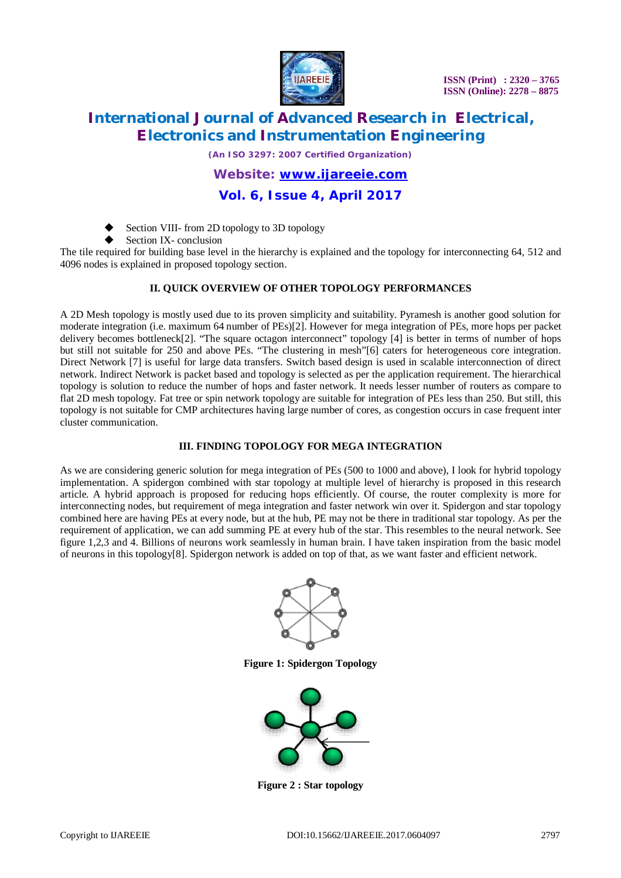- Section VIII- from 2D topology to 3D topology
- Section IX- conclusion

The tile required for building base level in the hierarchy is explained and the topology for interconnecting 64, 512 and 4096 nodes is explained in proposed topology section.

## II. QUICK OVERVIEW OF OTHER TOPOLOGY PERFORMANCES

A 2D Mesh topology is mostly used due to its proven simplicity and suitability. Pyramesh is another good solution for moderate integration (i.e. maximum 64 number of PEs)[2]. However for mega integration of PEs, more hops per packet delivery becomes bottleneck[2]. "The square octagon interconnect" topology [4] is better in terms of number of hops but still not suitable for 250 and above PEs. "The clustering in mesh"[6] caters for heterogeneous core integration. Direct Network [7] is useful for large data transfers. Switch based design is used in scalable interconnection of direct network. Indirect Network is packet based and topology is selected as per the application requirement. The hierarchical topology is solution to reduce the number of hops and faster network. It needs lesser number of routers as compare to flat 2D mesh topology. Fat tree or spin network topology are suitable for integration of PEs less than 250. But still, this topology is not suitable for CMP architectures having large number of cores, as congestion occurs in case frequent inter cluster communication.

## III. FINDING TOPOLOGY FOR MEGA INTEGRATION

As we are considering generic solution for mega integration of PEs (500 to 1000 and above), I look for hybrid topology implementation. A spidergon combined with star topology at multiple level of hierarchy is proposed in this research article. A hybrid approach is proposed for reducing hops efficiently. Of course, the router complexity is more for interconnecting nodes, but requirement of mega integration and faster network win over it. Spidergon and star topology combined here are having PEs at every node, but at the hub, PE may not be there in traditional star topology. As per the requirement of application, we can add summing PE at every hub of the star. This resembles to the neural network. See figure 1,2,3 and 4. Billions of neurons work seamlessly in human brain. I have taken inspiration from the basic model of neurons in this topology[8]. Spidergon network is added on top of that, as we want faster and efficient network.

**Figure 1: Spidergon Topology**

**Figure 2 : Star topology**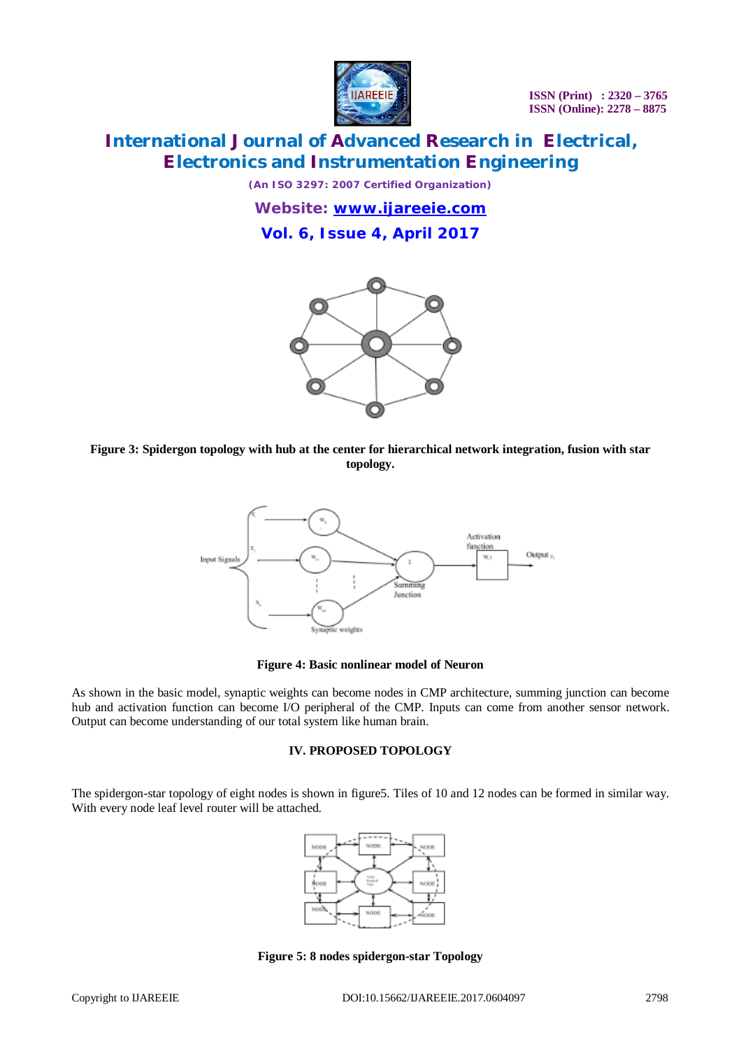Figure 3: Spidergon topology with hub at the center for hierarchical network integration, fusion with star topology.

**Figure 4: Basic nonlinear model of Neuron**

As shown in the basic model, synaptic weights can become nodes in CMP architecture, summing junction can become hub and activation function can become I/O peripheral of the CMP. Inputs can come from another sensor network. Output can become understanding of our total system like human brain.

## IV. PROPOSED TOPOLOGY

The spidergon-star topology of eight nodes is shown in figure5. Tiles of 10 and 12 nodes can be formed in similar way. With every node leaf level router will be attached.

**Figure 5: 8 nodes spidergon-star Topology**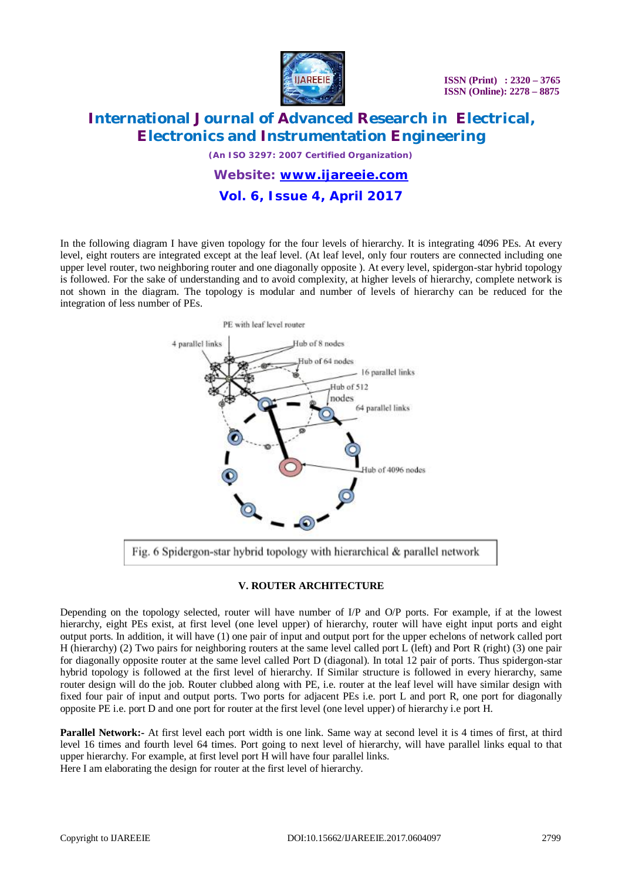In the following diagram I have given topology for the four levels of hierarchy. It is integrating 4096 PEs. At every level, eight routers are integrated except at the leaf level. (At leaf level, only four routers are connected including one upper level router, two neighboring router and one diagonally opposite ). At every level, spidergon-star hybrid topology is followed. For the sake of understanding and to avoid complexity, at higher levels of hierarchy, complete network is not shown in the diagram. The topology is modular and number of levels of hierarchy can be reduced for the integration of less number of PEs.

PE with leaf level router

4 parallel links

Hub of 8 nodes

Hub of 64 nodes

16 parallel links

Hub of 512 nodes

64 parallel links

Hub of 4096 nodes

Fig. 6 Spidergon-star hybrid topology with hierarchical & parallel network

## V. ROUTER ARCHITECTURE

Depending on the topology selected, router will have number of I/P and O/P ports. For example, if at the lowest hierarchy, eight PEs exist, at first level (one level upper) of hierarchy, router will have eight input ports and eight output ports. In addition, it will have (1) one pair of input and output port for the upper echelons of network called port H (hierarchy) (2) Two pairs for neighboring routers at the same level called port L (left) and Port R (right) (3) one pair for diagonally opposite router at the same level called Port D (diagonal). In total 12 pair of ports. Thus spidergon-star hybrid topology is followed at the first level of hierarchy. If Similar structure is followed in every hierarchy, same router design will do the job. Router clubbed along with PE, i.e. router at the leaf level will have similar design with fixed four pair of input and output ports. Two ports for adjacent PEs i.e. port L and port R, one port for diagonally opposite PE i.e. port D and one port for router at the first level (one level upper) of hierarchy i.e port H.

**Parallel Network:-** At first level each port width is one link. Same way at second level it is 4 times of first, at third level 16 times and fourth level 64 times. Port going to next level of hierarchy, will have parallel links equal to that upper hierarchy. For example, at first level port H will have four parallel links.

Here I am elaborating the design for router at the first level of hierarchy.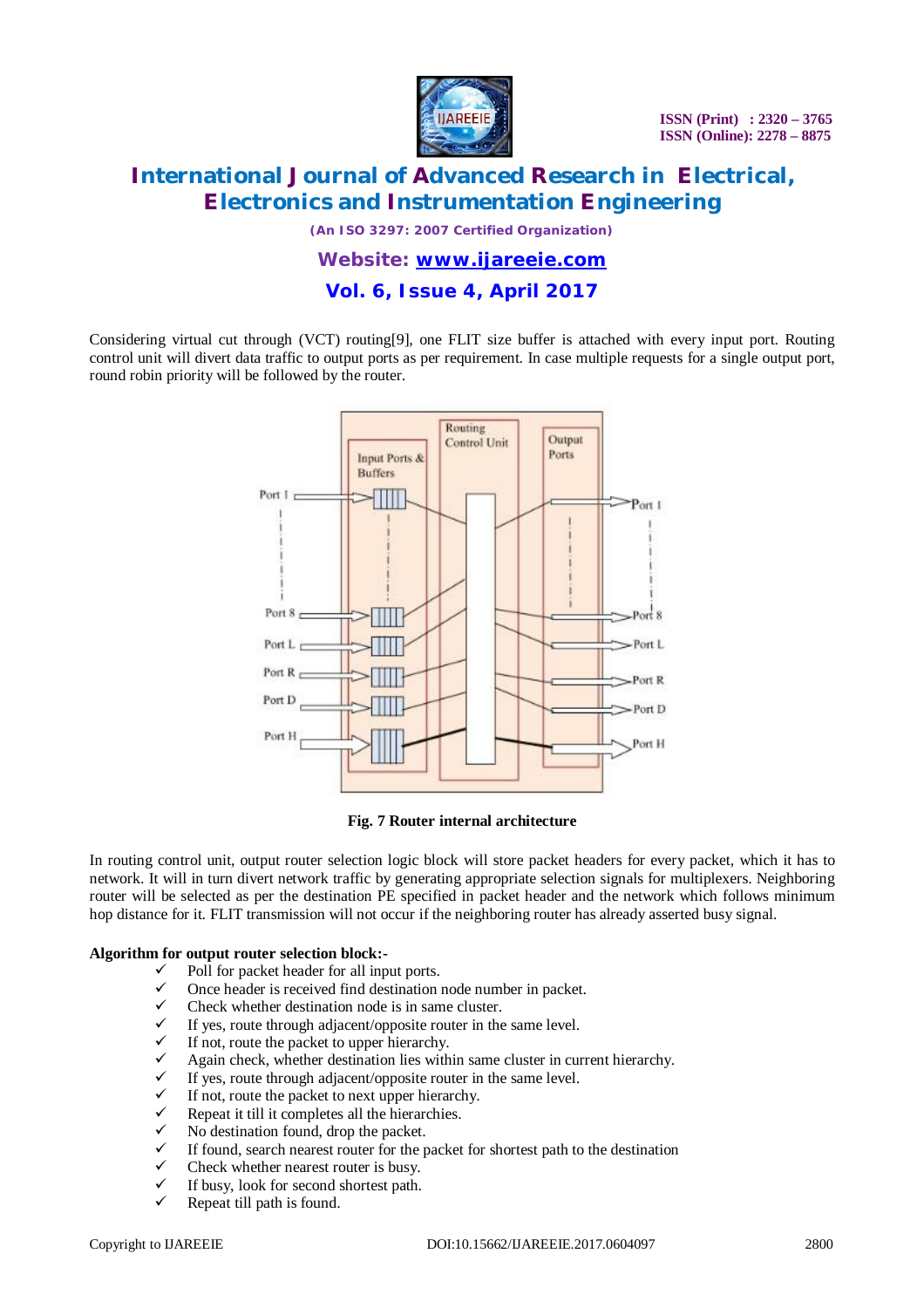Considering virtual cut through (VCT) routing[9], one FLIT size buffer is attached with every input port. Routing control unit will divert data traffic to output ports as per requirement. In case multiple requests for a single output port, round robin priority will be followed by the router.

**Fig. 7 Router internal architecture**

In routing control unit, output router selection logic block will store packet headers for every packet, which it has to network. It will in turn divert network traffic by generating appropriate selection signals for multiplexers. Neighboring router will be selected as per the destination PE specified in packet header and the network which follows minimum hop distance for it. FLIT transmission will not occur if the neighboring router has already asserted busy signal.

**Algorithm for output router selection block:-**

- ✓ Poll for packet header for all input ports.
- ✓ Once header is received find destination node number in packet.
- ✓ Check whether destination node is in same cluster.
- ✓ If yes, route through adjacent/opposite router in the same level.
- ✓ If not, route the packet to upper hierarchy.
- ✓ Again check, whether destination lies within same cluster in current hierarchy.
- ✓ If yes, route through adjacent/opposite router in the same level.
- ✓ If not, route the packet to next upper hierarchy.
- ✓ Repeat it till it completes all the hierarchies.
- ✓ No destination found, drop the packet.
- ✓ If found, search nearest router for the packet for shortest path to the destination
- ✓ Check whether nearest router is busy.
- ✓ If busy, look for second shortest path.
- ✓ Repeat till path is found.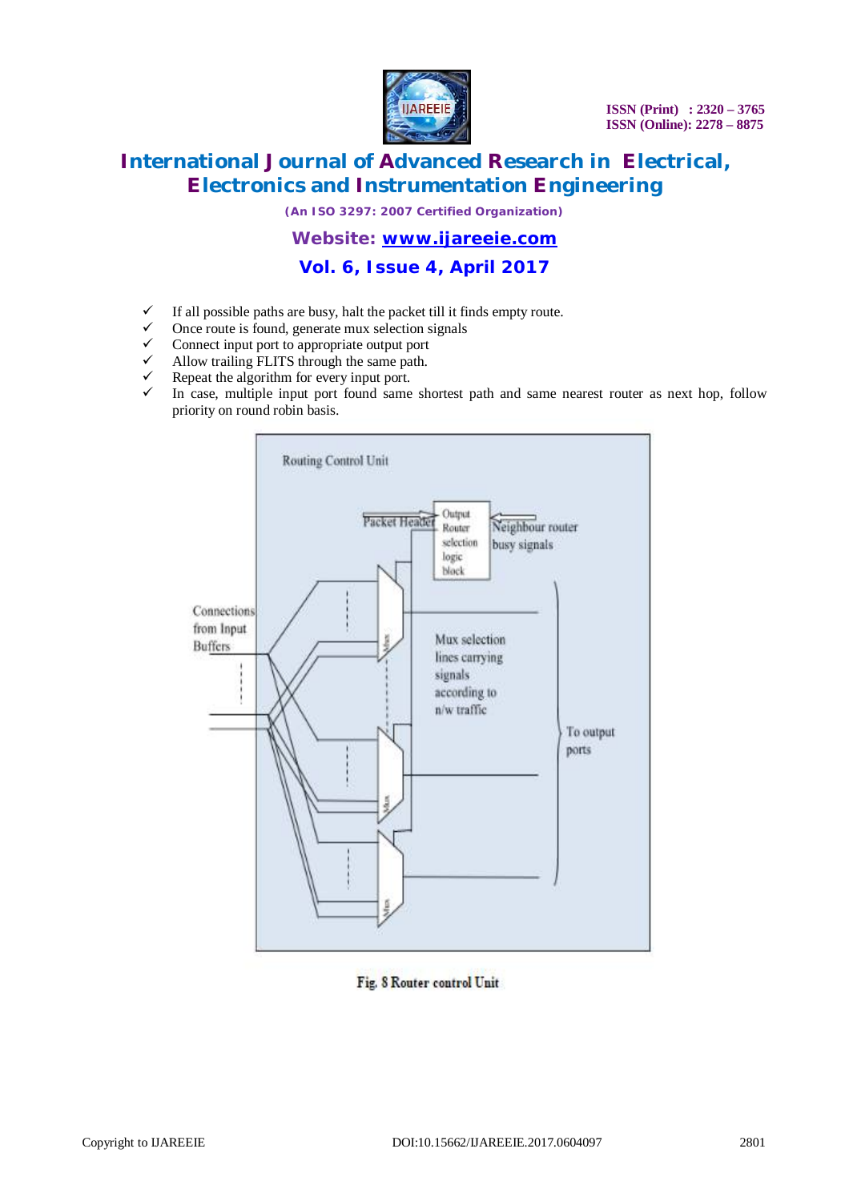- If all possible paths are busy, halt the packet till it finds empty route.
- Once route is found, generate mux selection signals
- Connect input port to appropriate output port
- Allow trailing FLITS through the same path.
- Repeat the algorithm for every input port.
- In case, multiple input port found same shortest path and same nearest router as next hop, follow priority on round robin basis.

Fig. 8 Router control Unit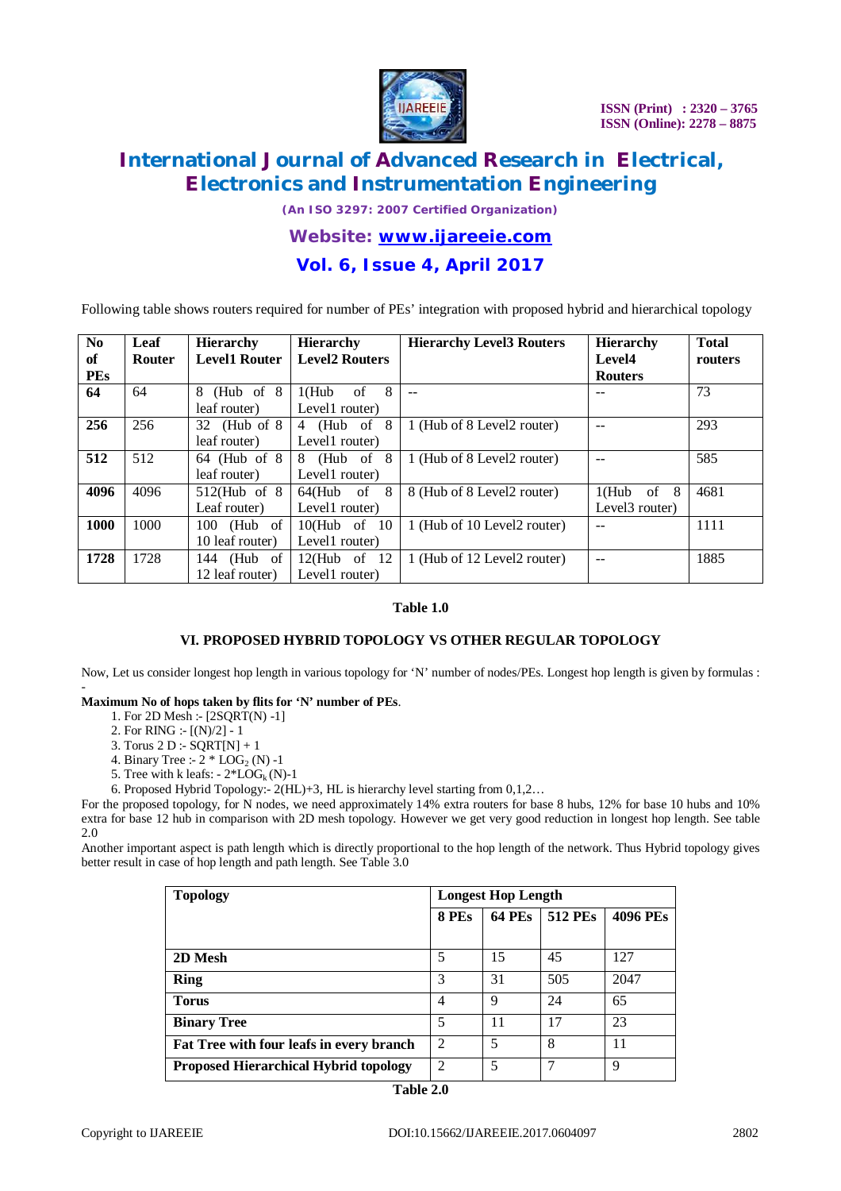Following table shows routers required for number of PEs' integration with proposed hybrid and hierarchical topology

| No of PEs | Leaf Router | Hierarchy Level1 Router | Hierarchy Level2 Routers | Hierarchy Level3 Routers | Hierarchy Level4 Routers | Total routers |
|---|---|---|---|---|---|---|
| **64** | 64 | 8 (Hub of 8 leaf router) | 1(Hub of 8 Level1 router) | -- | -- | 73 |
| **256** | 256 | 32 (Hub of 8 leaf router) | 4 (Hub of 8 Level1 router) | 1 (Hub of 8 Level2 router) | -- | 293 |
| **512** | 512 | 64 (Hub of 8 leaf router) | 8 (Hub of 8 Level1 router) | 1 (Hub of 8 Level2 router) | -- | 585 |
| **4096** | 4096 | 512(Hub of 8 Leaf router) | 64(Hub of 8 Level1 router) | 8 (Hub of 8 Level2 router) | 1(Hub of 8 Level3 router) | 4681 |
| **1000** | 1000 | 100 (Hub of 10 leaf router) | 10(Hub of 10 Level1 router) | 1 (Hub of 10 Level2 router) | -- | 1111 |
| **1728** | 1728 | 144 (Hub of 12 leaf router) | 12(Hub of 12 Level1 router) | 1 (Hub of 12 Level2 router) | -- | 1885 |

**Table 1.0**

## VI. PROPOSED HYBRID TOPOLOGY VS OTHER REGULAR TOPOLOGY

Now, Let us consider longest hop length in various topology for 'N' number of nodes/PEs. Longest hop length is given by formulas :
-

**Maximum No of hops taken by flits for 'N' number of PEs**.

1. For 2D Mesh :- [2SQRT(N) -1]
2. For RING :- [(N)/2] - 1
3. Torus 2 D :- SQRT[N] + 1
4. Binary Tree :- $2 * LOG_2 (N) -1$
5. Tree with k leafs: - $2*LOG_k (N)-1$
6. Proposed Hybrid Topology:- 2(HL)+3, HL is hierarchy level starting from 0,1,2…

For the proposed topology, for N nodes, we need approximately 14% extra routers for base 8 hubs, 12% for base 10 hubs and 10% extra for base 12 hub in comparison with 2D mesh topology. However we get very good reduction in longest hop length. See table 2.0

Another important aspect is path length which is directly proportional to the hop length of the network. Thus Hybrid topology gives better result in case of hop length and path length. See Table 3.0

| Topology | Longest Hop Length | | | |
|---|---|---|---|---|
| | 8 PEs | 64 PEs | 512 PEs | 4096 PEs |
| **2D Mesh** | 5 | 15 | 45 | 127 |
| **Ring** | 3 | 31 | 505 | 2047 |
| **Torus** | 4 | 9 | 24 | 65 |
| **Binary Tree** | 5 | 11 | 17 | 23 |
| **Fat Tree with four leafs in every branch** | 2 | 5 | 8 | 11 |
| **Proposed Hierarchical Hybrid topology** | 2 | 5 | 7 | 9 |

**Table 2.0**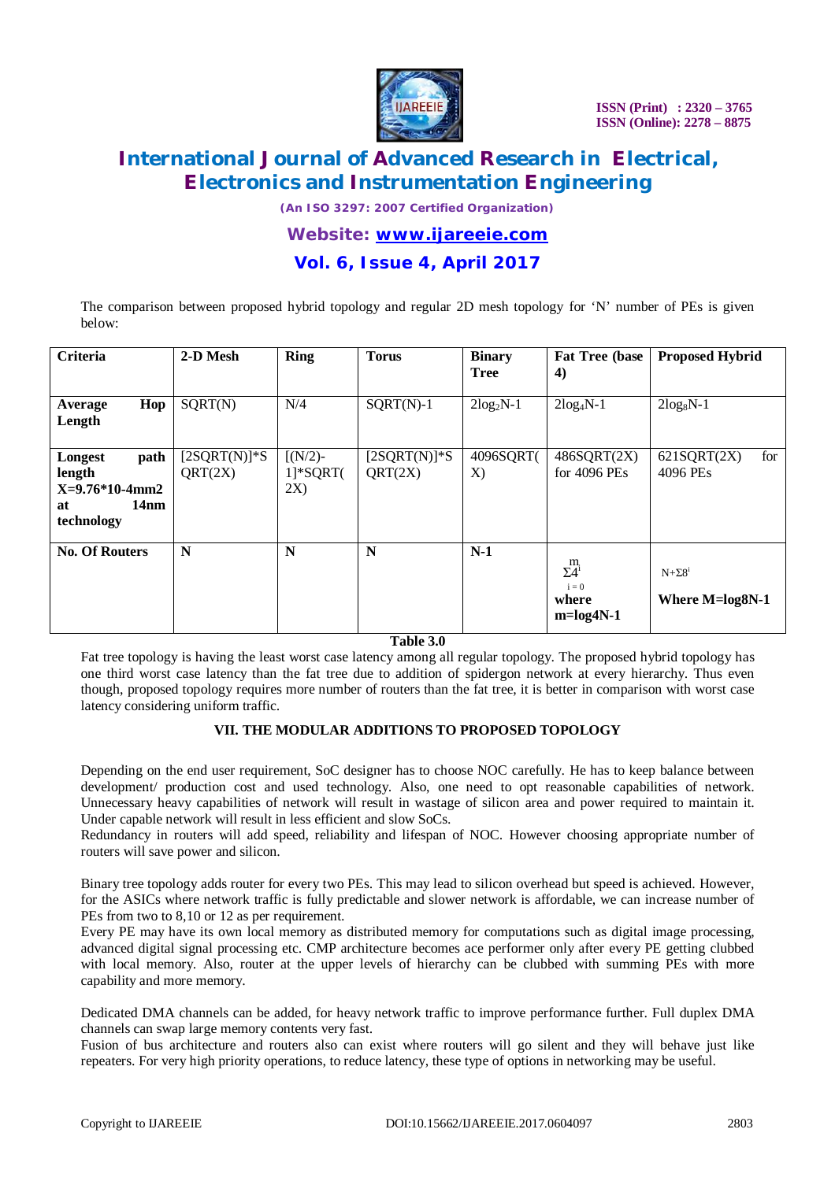The comparison between proposed hybrid topology and regular 2D mesh topology for 'N' number of PEs is given below:

| Criteria | 2-D Mesh | Ring | Torus | Binary Tree | Fat Tree (base 4) | Proposed Hybrid |
|---|---|---|---|---|---|---|
| **Average Hop Length** | SQRT(N) | N/4 | SQRT(N)-1 | $2\log_2 N$-1 | $2\log_4 N$-1 | $2\log_8 N$-1 |
| **Longest path length X=9.76*10-4mm2 at 14nm technology** | [2SQRT(N)]*SQRT(2X) | [(N/2)-1]*SQRT(2X) | [2SQRT(N)]*SQRT(2X) | 4096SQRT(X) | 486SQRT(2X) for 4096 PEs | 621SQRT(2X) for 4096 PEs |
| **No. Of Routers** | **N** | **N** | **N** | **N-1** | $\sum_{i=0}^{m} 4^i$ **where m=log4N-1** | $N+\Sigma 8^i$ **Where M=log8N-1** |

**Table 3.0**

Fat tree topology is having the least worst case latency among all regular topology. The proposed hybrid topology has one third worst case latency than the fat tree due to addition of spidergon network at every hierarchy. Thus even though, proposed topology requires more number of routers than the fat tree, it is better in comparison with worst case latency considering uniform traffic.

## VII. THE MODULAR ADDITIONS TO PROPOSED TOPOLOGY

Depending on the end user requirement, SoC designer has to choose NOC carefully. He has to keep balance between development/ production cost and used technology. Also, one need to opt reasonable capabilities of network. Unnecessary heavy capabilities of network will result in wastage of silicon area and power required to maintain it. Under capable network will result in less efficient and slow SoCs.
Redundancy in routers will add speed, reliability and lifespan of NOC. However choosing appropriate number of routers will save power and silicon.

Binary tree topology adds router for every two PEs. This may lead to silicon overhead but speed is achieved. However, for the ASICs where network traffic is fully predictable and slower network is affordable, we can increase number of PEs from two to 8,10 or 12 as per requirement.
Every PE may have its own local memory as distributed memory for computations such as digital image processing, advanced digital signal processing etc. CMP architecture becomes ace performer only after every PE getting clubbed with local memory. Also, router at the upper levels of hierarchy can be clubbed with summing PEs with more capability and more memory.

Dedicated DMA channels can be added, for heavy network traffic to improve performance further. Full duplex DMA channels can swap large memory contents very fast.
Fusion of bus architecture and routers also can exist where routers will go silent and they will behave just like repeaters. For very high priority operations, to reduce latency, these type of options in networking may be useful.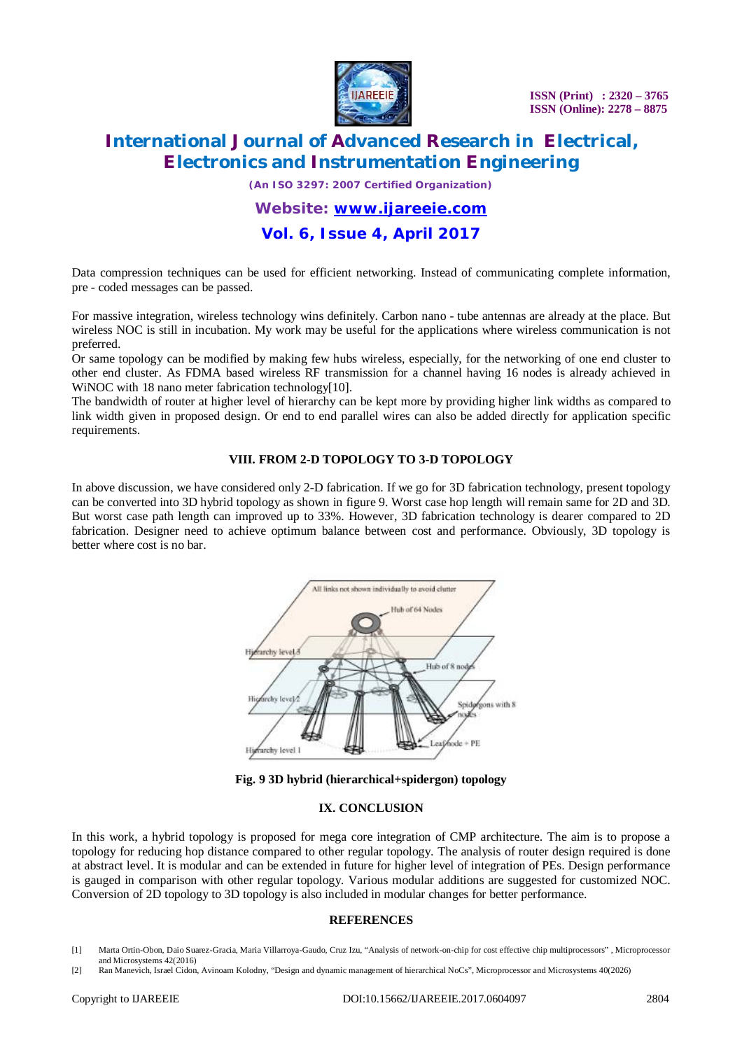Data compression techniques can be used for efficient networking. Instead of communicating complete information, pre - coded messages can be passed.

For massive integration, wireless technology wins definitely. Carbon nano - tube antennas are already at the place. But wireless NOC is still in incubation. My work may be useful for the applications where wireless communication is not preferred.

Or same topology can be modified by making few hubs wireless, especially, for the networking of one end cluster to other end cluster. As FDMA based wireless RF transmission for a channel having 16 nodes is already achieved in WiNOC with 18 nano meter fabrication technology[10].

The bandwidth of router at higher level of hierarchy can be kept more by providing higher link widths as compared to link width given in proposed design. Or end to end parallel wires can also be added directly for application specific requirements.

### VIII. FROM 2-D TOPOLOGY TO 3-D TOPOLOGY

In above discussion, we have considered only 2-D fabrication. If we go for 3D fabrication technology, present topology can be converted into 3D hybrid topology as shown in figure 9. Worst case hop length will remain same for 2D and 3D. But worst case path length can improved up to 33%. However, 3D fabrication technology is dearer compared to 2D fabrication. Designer need to achieve optimum balance between cost and performance. Obviously, 3D topology is better where cost is no bar.

**Fig. 9 3D hybrid (hierarchical+spidergon) topology**

### IX. CONCLUSION

In this work, a hybrid topology is proposed for mega core integration of CMP architecture. The aim is to propose a topology for reducing hop distance compared to other regular topology. The analysis of router design required is done at abstract level. It is modular and can be extended in future for higher level of integration of PEs. Design performance is gauged in comparison with other regular topology. Various modular additions are suggested for customized NOC. Conversion of 2D topology to 3D topology is also included in modular changes for better performance.

### REFERENCES

[1] Marta Ortin-Obon, Daio Suarez-Gracia, Maria Villarroya-Gaudo, Cruz Izu, "Analysis of network-on-chip for cost effective chip multiprocessors" , Microprocessor and Microsystems 42(2016)

[2] Ran Manevich, Israel Cidon, Avinoam Kolodny, "Design and dynamic management of hierarchical NoCs", Microprocessor and Microsystems 40(2026)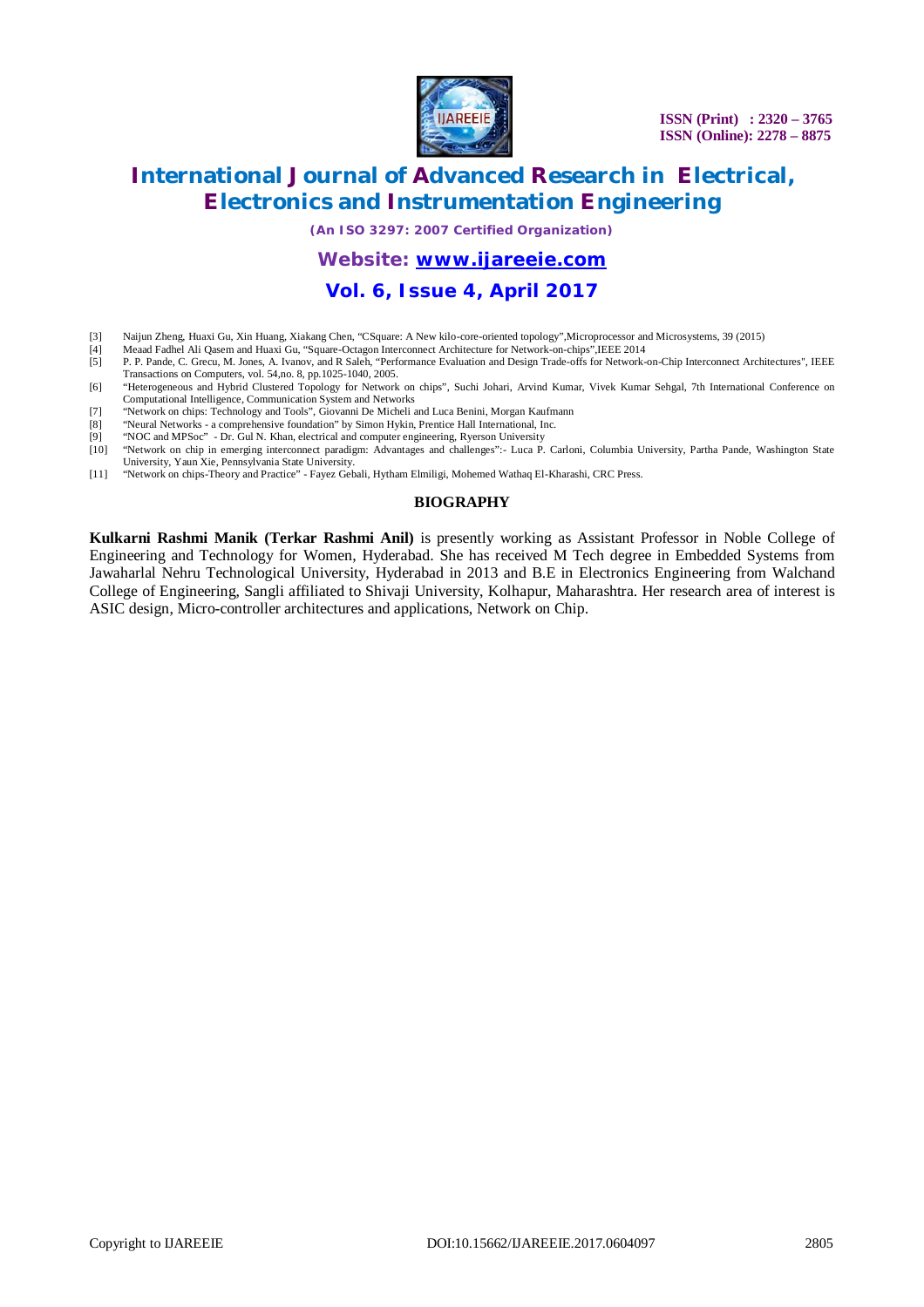[3] Naijun Zheng, Huaxi Gu, Xin Huang, Xiakang Chen, "CSquare: A New kilo-core-oriented topology",Microprocessor and Microsystems, 39 (2015)

[4] Meaad Fadhel Ali Qasem and Huaxi Gu, "Square-Octagon Interconnect Architecture for Network-on-chips",IEEE 2014

[5] P. P. Pande, C. Grecu, M. Jones, A. Ivanov, and R Saleh, "Performance Evaluation and Design Trade-offs for Network-on-Chip Interconnect Architectures", IEEE Transactions on Computers, vol. 54,no. 8, pp.1025-1040, 2005.

[6] "Heterogeneous and Hybrid Clustered Topology for Network on chips", Suchi Johari, Arvind Kumar, Vivek Kumar Sehgal, 7th International Conference on Computational Intelligence, Communication System and Networks

[7] "Network on chips: Technology and Tools", Giovanni De Micheli and Luca Benini, Morgan Kaufmann

[8] "Neural Networks - a comprehensive foundation" by Simon Hykin, Prentice Hall International, Inc.

[9] "NOC and MPSoc" - Dr. Gul N. Khan, electrical and computer engineering, Ryerson University

[10] "Network on chip in emerging interconnect paradigm: Advantages and challenges":- Luca P. Carloni, Columbia University, Partha Pande, Washington State University, Yaun Xie, Pennsylvania State University.

[11] "Network on chips-Theory and Practice" - Fayez Gebali, Hytham Elmiligi, Mohemed Wathaq El-Kharashi, CRC Press.

## BIOGRAPHY

**Kulkarni Rashmi Manik (Terkar Rashmi Anil)** is presently working as Assistant Professor in Noble College of Engineering and Technology for Women, Hyderabad. She has received M Tech degree in Embedded Systems from Jawaharlal Nehru Technological University, Hyderabad in 2013 and B.E in Electronics Engineering from Walchand College of Engineering, Sangli affiliated to Shivaji University, Kolhapur, Maharashtra. Her research area of interest is ASIC design, Micro-controller architectures and applications, Network on Chip.